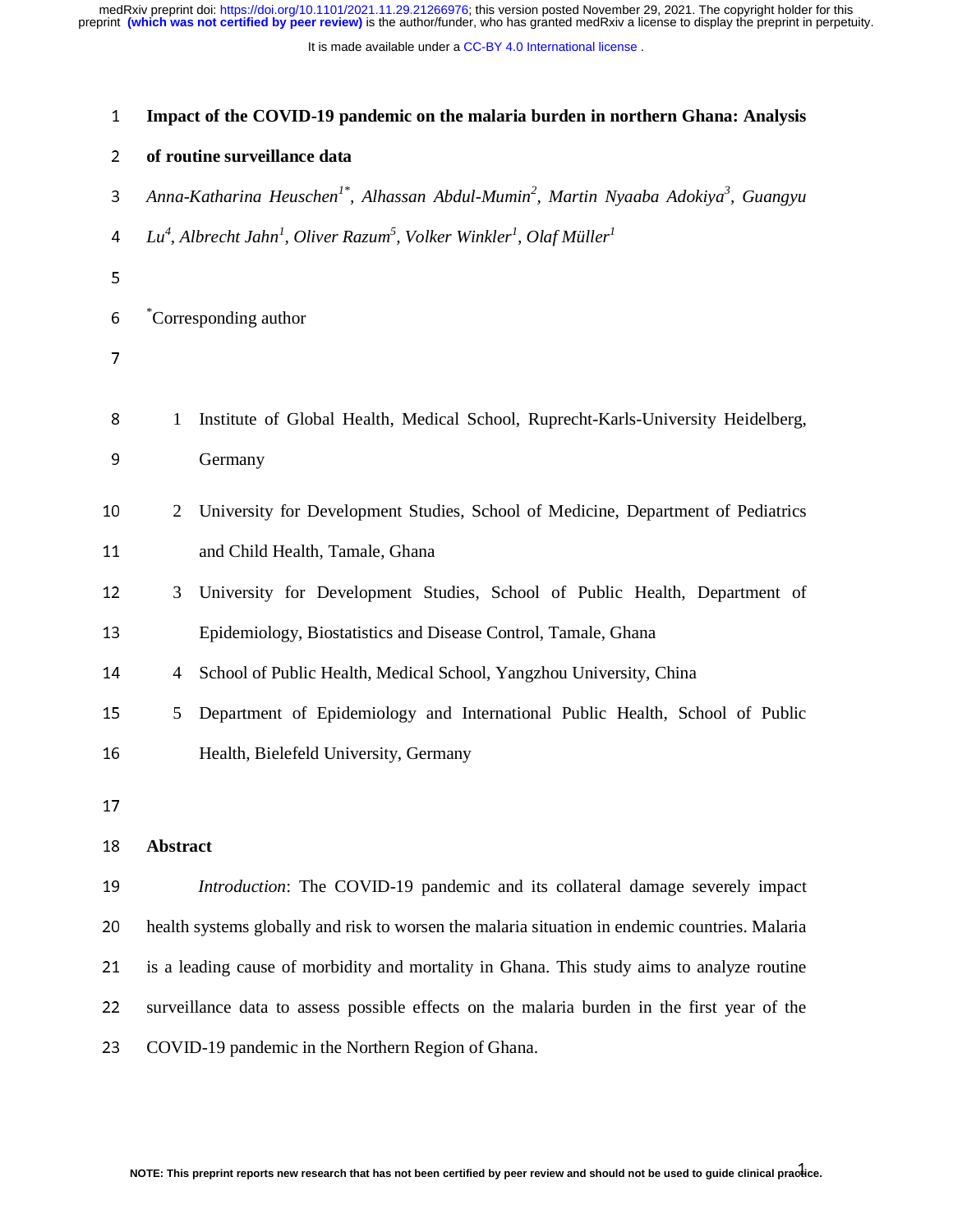# Impact of the COVID-19 pandemic on the malaria burden in northern Ghana: Analysis of routine surveillance data

*Anna-Katharina Heuschen[1*], Alhassan Abdul-Mumin[2], Martin Nyaaba Adokiya[3], Guangyu Lu[4], Albrecht Jahn[1], Oliver Razum[5], Volker Winkler[1], Olaf Müller[1]*

[*]Corresponding author

1. Institute of Global Health, Medical School, Ruprecht-Karls-University Heidelberg, Germany
2. University for Development Studies, School of Medicine, Department of Pediatrics and Child Health, Tamale, Ghana
3. University for Development Studies, School of Public Health, Department of Epidemiology, Biostatistics and Disease Control, Tamale, Ghana
4. School of Public Health, Medical School, Yangzhou University, China
5. Department of Epidemiology and International Public Health, School of Public Health, Bielefeld University, Germany

## Abstract

*Introduction*: The COVID-19 pandemic and its collateral damage severely impact health systems globally and risk to worsen the malaria situation in endemic countries. Malaria is a leading cause of morbidity and mortality in Ghana. This study aims to analyze routine surveillance data to assess possible effects on the malaria burden in the first year of the COVID-19 pandemic in the Northern Region of Ghana.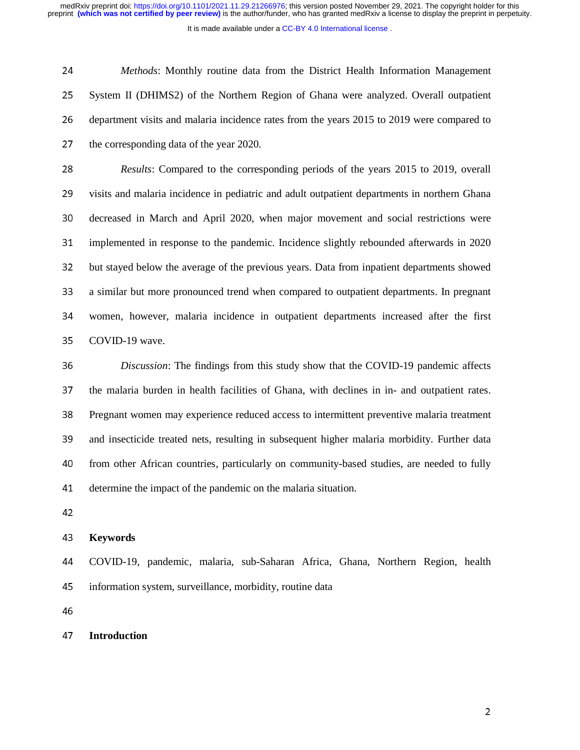*Methods*: Monthly routine data from the District Health Information Management System II (DHIMS2) of the Northern Region of Ghana were analyzed. Overall outpatient department visits and malaria incidence rates from the years 2015 to 2019 were compared to the corresponding data of the year 2020.

*Results*: Compared to the corresponding periods of the years 2015 to 2019, overall visits and malaria incidence in pediatric and adult outpatient departments in northern Ghana decreased in March and April 2020, when major movement and social restrictions were implemented in response to the pandemic. Incidence slightly rebounded afterwards in 2020 but stayed below the average of the previous years. Data from inpatient departments showed a similar but more pronounced trend when compared to outpatient departments. In pregnant women, however, malaria incidence in outpatient departments increased after the first COVID-19 wave.

*Discussion*: The findings from this study show that the COVID-19 pandemic affects the malaria burden in health facilities of Ghana, with declines in in- and outpatient rates. Pregnant women may experience reduced access to intermittent preventive malaria treatment and insecticide treated nets, resulting in subsequent higher malaria morbidity. Further data from other African countries, particularly on community-based studies, are needed to fully determine the impact of the pandemic on the malaria situation.

**Keywords**

COVID-19, pandemic, malaria, sub-Saharan Africa, Ghana, Northern Region, health information system, surveillance, morbidity, routine data

## Introduction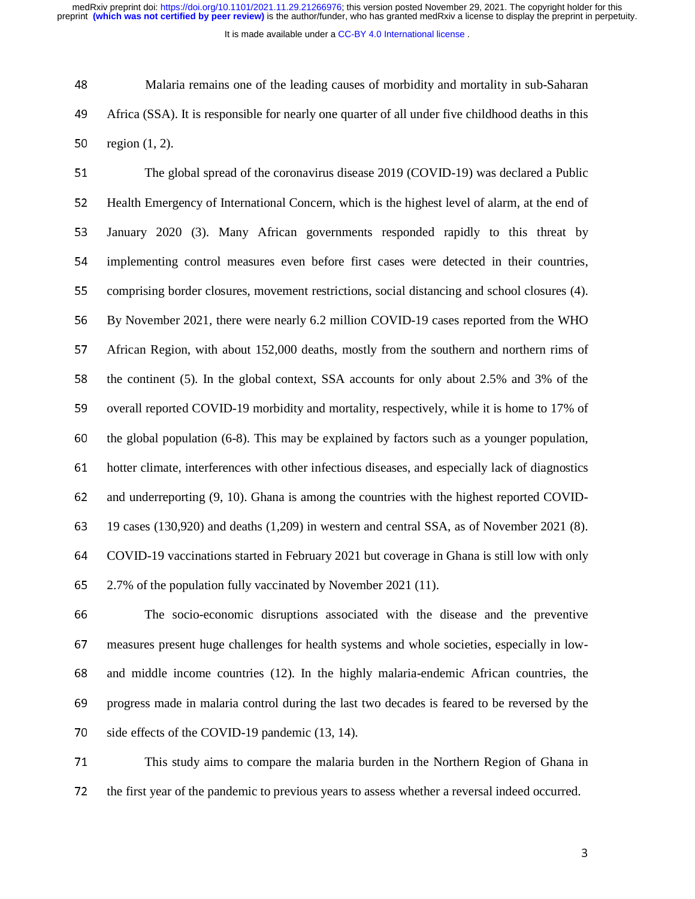Malaria remains one of the leading causes of morbidity and mortality in sub-Saharan Africa (SSA). It is responsible for nearly one quarter of all under five childhood deaths in this region (1, 2).

The global spread of the coronavirus disease 2019 (COVID-19) was declared a Public Health Emergency of International Concern, which is the highest level of alarm, at the end of January 2020 (3). Many African governments responded rapidly to this threat by implementing control measures even before first cases were detected in their countries, comprising border closures, movement restrictions, social distancing and school closures (4). By November 2021, there were nearly 6.2 million COVID-19 cases reported from the WHO African Region, with about 152,000 deaths, mostly from the southern and northern rims of the continent (5). In the global context, SSA accounts for only about 2.5% and 3% of the overall reported COVID-19 morbidity and mortality, respectively, while it is home to 17% of the global population (6-8). This may be explained by factors such as a younger population, hotter climate, interferences with other infectious diseases, and especially lack of diagnostics and underreporting (9, 10). Ghana is among the countries with the highest reported COVID-19 cases (130,920) and deaths (1,209) in western and central SSA, as of November 2021 (8). COVID-19 vaccinations started in February 2021 but coverage in Ghana is still low with only 2.7% of the population fully vaccinated by November 2021 (11).

The socio-economic disruptions associated with the disease and the preventive measures present huge challenges for health systems and whole societies, especially in low- and middle income countries (12). In the highly malaria-endemic African countries, the progress made in malaria control during the last two decades is feared to be reversed by the side effects of the COVID-19 pandemic (13, 14).

This study aims to compare the malaria burden in the Northern Region of Ghana in the first year of the pandemic to previous years to assess whether a reversal indeed occurred.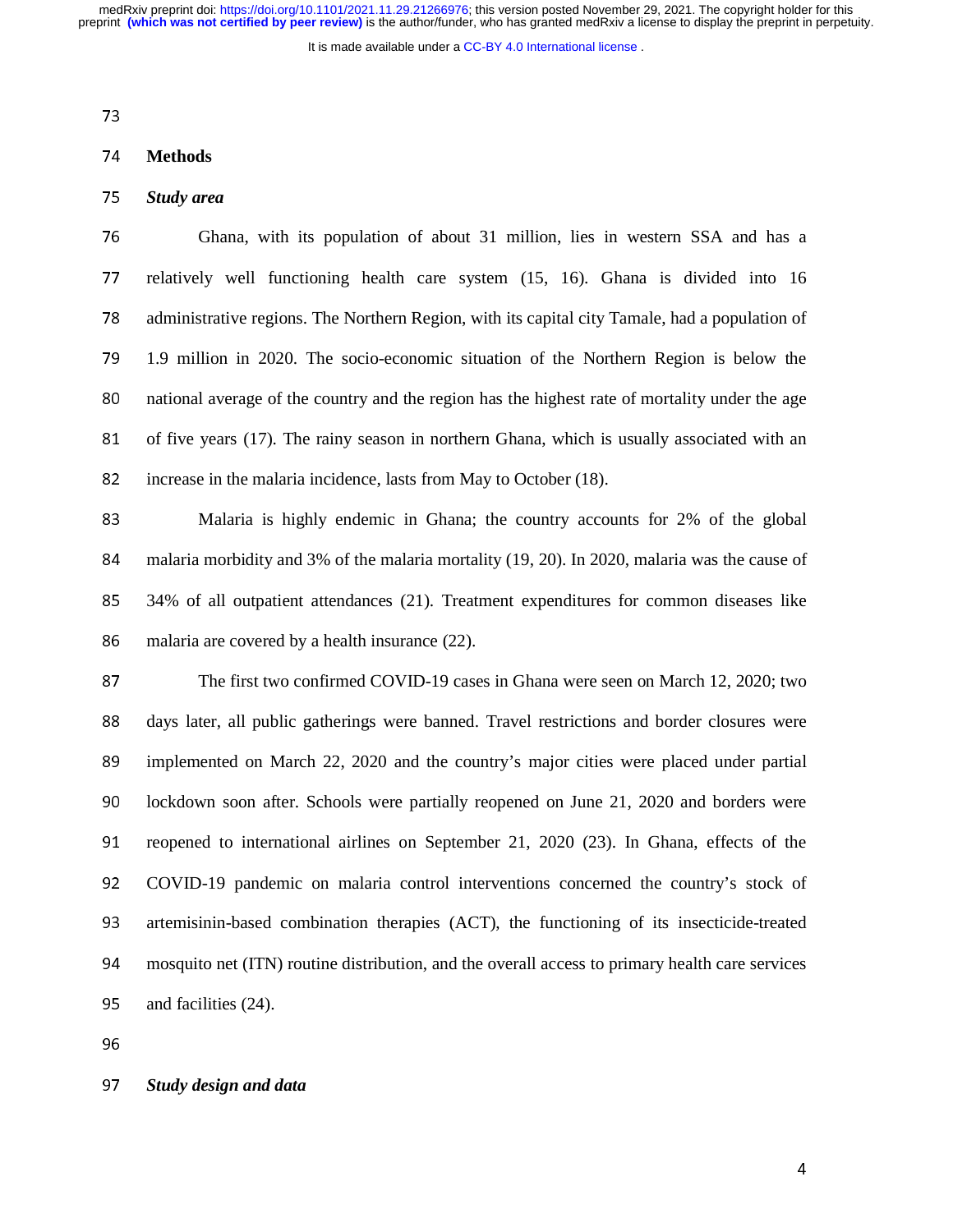## Methods

### *Study area*

Ghana, with its population of about 31 million, lies in western SSA and has a relatively well functioning health care system (15, 16). Ghana is divided into 16 administrative regions. The Northern Region, with its capital city Tamale, had a population of 1.9 million in 2020. The socio-economic situation of the Northern Region is below the national average of the country and the region has the highest rate of mortality under the age of five years (17). The rainy season in northern Ghana, which is usually associated with an increase in the malaria incidence, lasts from May to October (18).

Malaria is highly endemic in Ghana; the country accounts for 2% of the global malaria morbidity and 3% of the malaria mortality (19, 20). In 2020, malaria was the cause of 34% of all outpatient attendances (21). Treatment expenditures for common diseases like malaria are covered by a health insurance (22).

The first two confirmed COVID-19 cases in Ghana were seen on March 12, 2020; two days later, all public gatherings were banned. Travel restrictions and border closures were implemented on March 22, 2020 and the country's major cities were placed under partial lockdown soon after. Schools were partially reopened on June 21, 2020 and borders were reopened to international airlines on September 21, 2020 (23). In Ghana, effects of the COVID-19 pandemic on malaria control interventions concerned the country's stock of artemisinin-based combination therapies (ACT), the functioning of its insecticide-treated mosquito net (ITN) routine distribution, and the overall access to primary health care services and facilities (24).

### *Study design and data*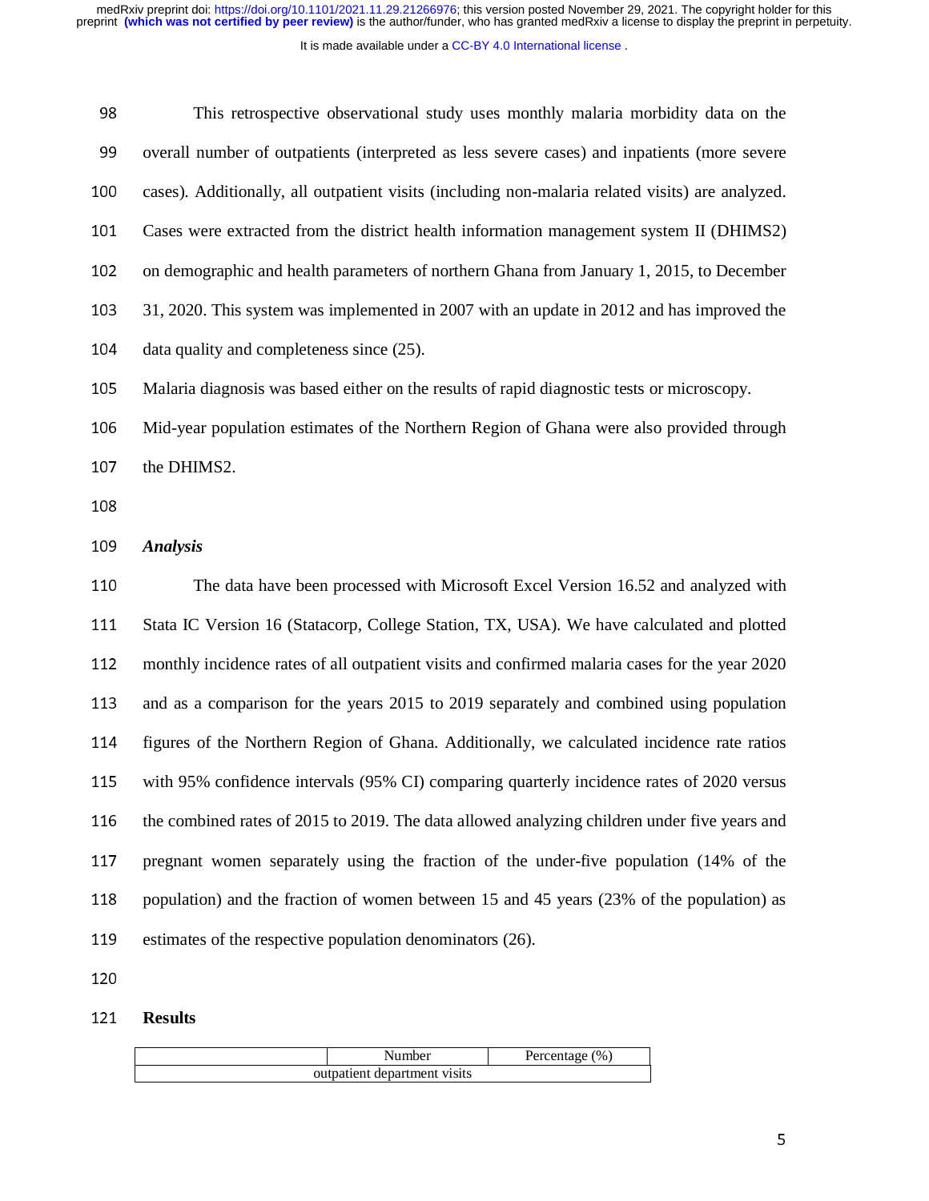This retrospective observational study uses monthly malaria morbidity data on the overall number of outpatients (interpreted as less severe cases) and inpatients (more severe cases). Additionally, all outpatient visits (including non-malaria related visits) are analyzed. Cases were extracted from the district health information management system II (DHIMS2) on demographic and health parameters of northern Ghana from January 1, 2015, to December 31, 2020. This system was implemented in 2007 with an update in 2012 and has improved the data quality and completeness since (25).

Malaria diagnosis was based either on the results of rapid diagnostic tests or microscopy.

Mid-year population estimates of the Northern Region of Ghana were also provided through the DHIMS2.

### *Analysis*

The data have been processed with Microsoft Excel Version 16.52 and analyzed with Stata IC Version 16 (Statacorp, College Station, TX, USA). We have calculated and plotted monthly incidence rates of all outpatient visits and confirmed malaria cases for the year 2020 and as a comparison for the years 2015 to 2019 separately and combined using population figures of the Northern Region of Ghana. Additionally, we calculated incidence rate ratios with 95% confidence intervals (95% CI) comparing quarterly incidence rates of 2020 versus the combined rates of 2015 to 2019. The data allowed analyzing children under five years and pregnant women separately using the fraction of the under-five population (14% of the population) and the fraction of women between 15 and 45 years (23% of the population) as estimates of the respective population denominators (26).

## Results

| | Number | Percentage (%) |
|---|---|---|
| outpatient department visits | | |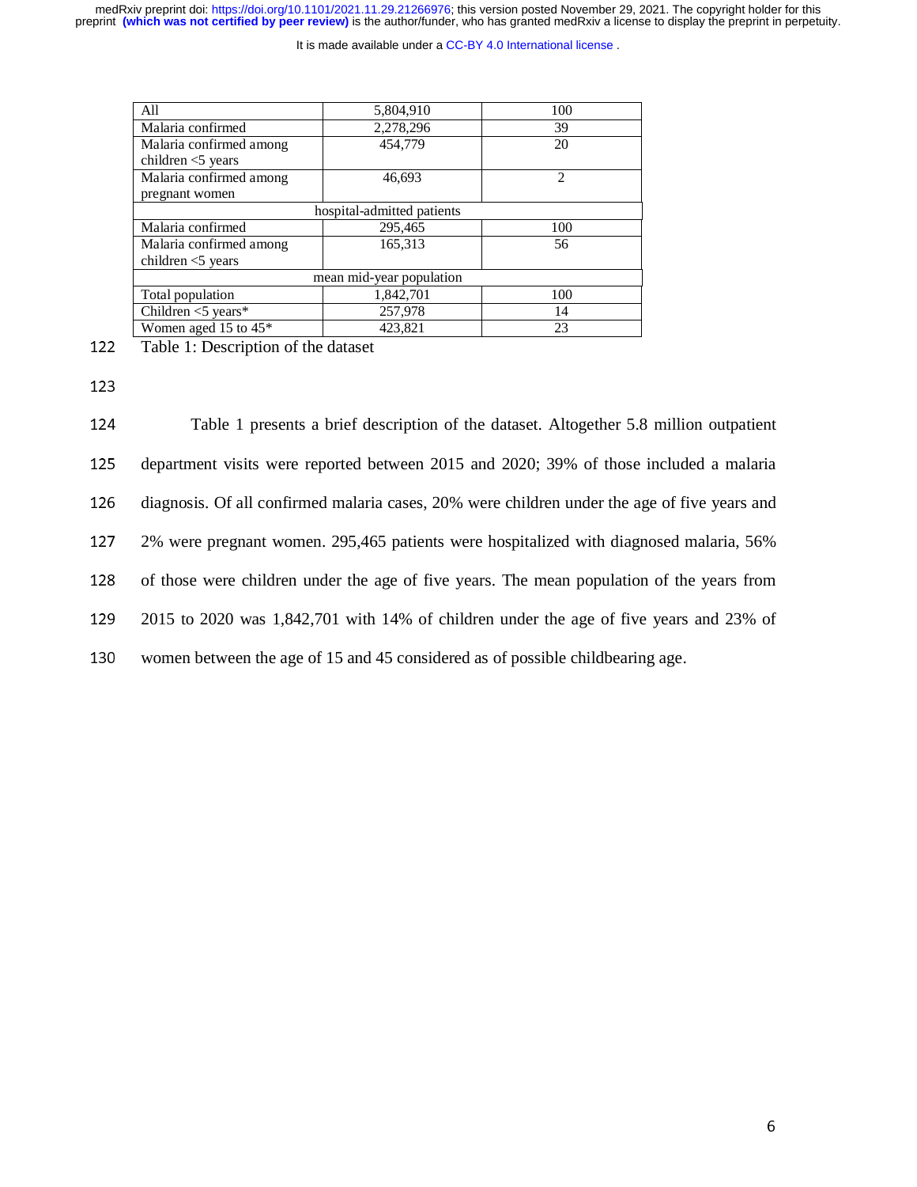| All | 5,804,910 | 100 |
|---|---|---|
| Malaria confirmed | 2,278,296 | 39 |
| Malaria confirmed among children <5 years | 454,779 | 20 |
| Malaria confirmed among pregnant women | 46,693 | 2 |
| hospital-admitted patients | | |
| Malaria confirmed | 295,465 | 100 |
| Malaria confirmed among children <5 years | 165,313 | 56 |
| mean mid-year population | | |
| Total population | 1,842,701 | 100 |
| Children <5 years* | 257,978 | 14 |
| Women aged 15 to 45* | 423,821 | 23 |

Table 1: Description of the dataset

Table 1 presents a brief description of the dataset. Altogether 5.8 million outpatient department visits were reported between 2015 and 2020; 39% of those included a malaria diagnosis. Of all confirmed malaria cases, 20% were children under the age of five years and 2% were pregnant women. 295,465 patients were hospitalized with diagnosed malaria, 56% of those were children under the age of five years. The mean population of the years from 2015 to 2020 was 1,842,701 with 14% of children under the age of five years and 23% of women between the age of 15 and 45 considered as of possible childbearing age.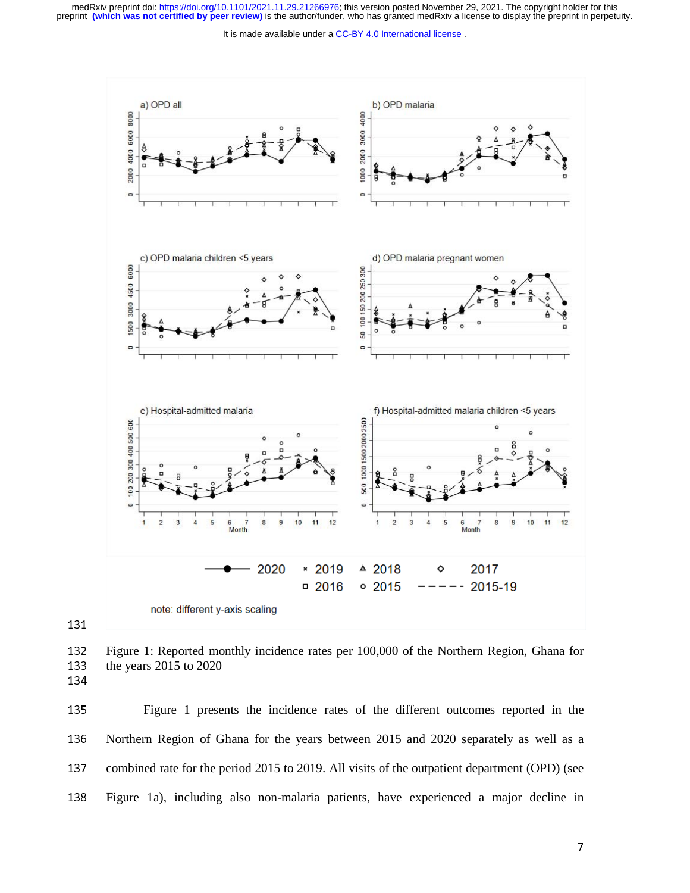Figure 1: Reported monthly incidence rates per 100,000 of the Northern Region, Ghana for the years 2015 to 2020

Figure 1 presents the incidence rates of the different outcomes reported in the Northern Region of Ghana for the years between 2015 and 2020 separately as well as a combined rate for the period 2015 to 2019. All visits of the outpatient department (OPD) (see Figure 1a), including also non-malaria patients, have experienced a major decline in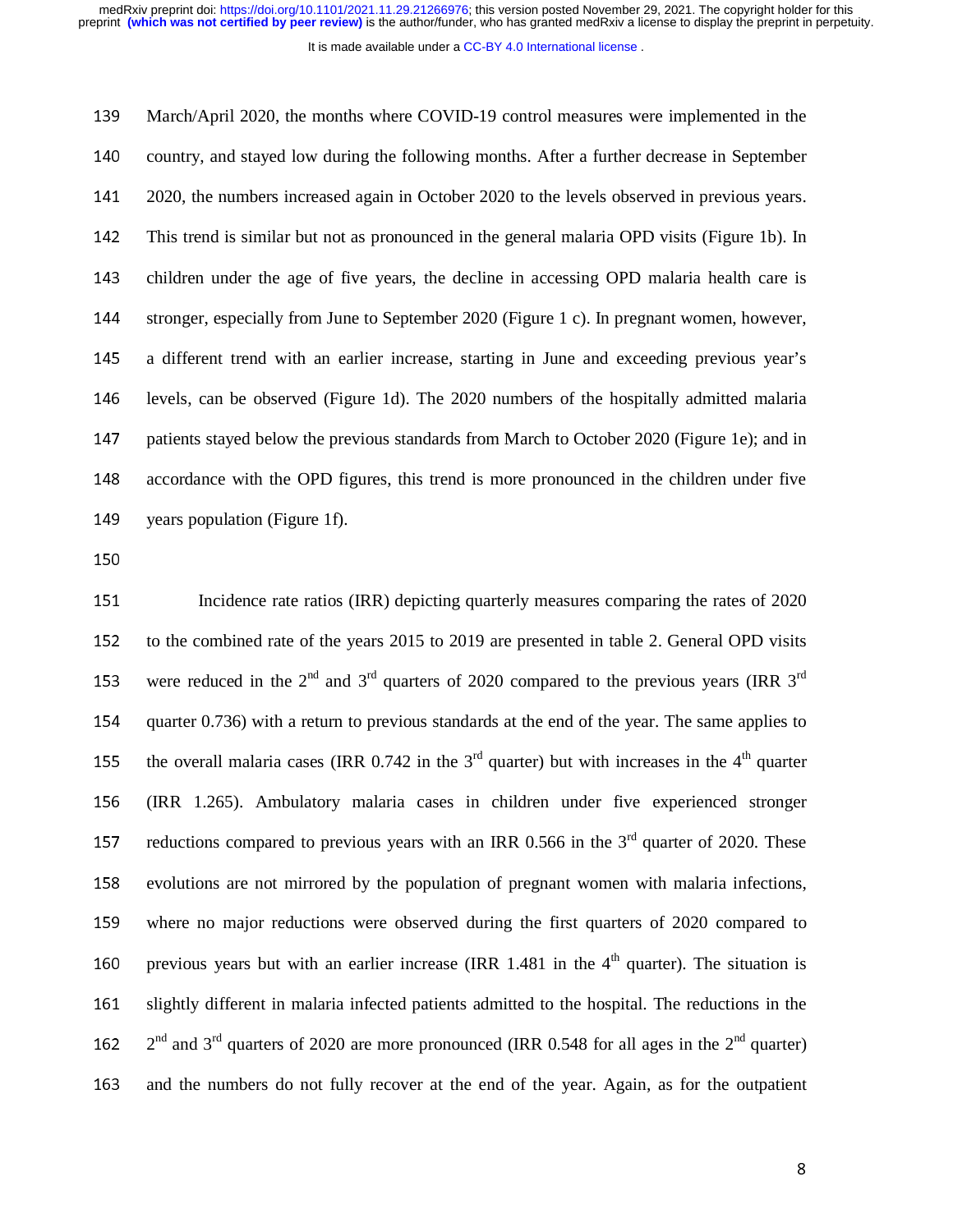March/April 2020, the months where COVID-19 control measures were implemented in the country, and stayed low during the following months. After a further decrease in September 2020, the numbers increased again in October 2020 to the levels observed in previous years. This trend is similar but not as pronounced in the general malaria OPD visits (Figure 1b). In children under the age of five years, the decline in accessing OPD malaria health care is stronger, especially from June to September 2020 (Figure 1 c). In pregnant women, however, a different trend with an earlier increase, starting in June and exceeding previous year's levels, can be observed (Figure 1d). The 2020 numbers of the hospitally admitted malaria patients stayed below the previous standards from March to October 2020 (Figure 1e); and in accordance with the OPD figures, this trend is more pronounced in the children under five years population (Figure 1f).

Incidence rate ratios (IRR) depicting quarterly measures comparing the rates of 2020 to the combined rate of the years 2015 to 2019 are presented in table 2. General OPD visits were reduced in the 2nd and 3rd quarters of 2020 compared to the previous years (IRR 3rd quarter 0.736) with a return to previous standards at the end of the year. The same applies to the overall malaria cases (IRR 0.742 in the 3rd quarter) but with increases in the 4th quarter (IRR 1.265). Ambulatory malaria cases in children under five experienced stronger reductions compared to previous years with an IRR 0.566 in the 3rd quarter of 2020. These evolutions are not mirrored by the population of pregnant women with malaria infections, where no major reductions were observed during the first quarters of 2020 compared to previous years but with an earlier increase (IRR 1.481 in the 4th quarter). The situation is slightly different in malaria infected patients admitted to the hospital. The reductions in the 2nd and 3rd quarters of 2020 are more pronounced (IRR 0.548 for all ages in the 2nd quarter) and the numbers do not fully recover at the end of the year. Again, as for the outpatient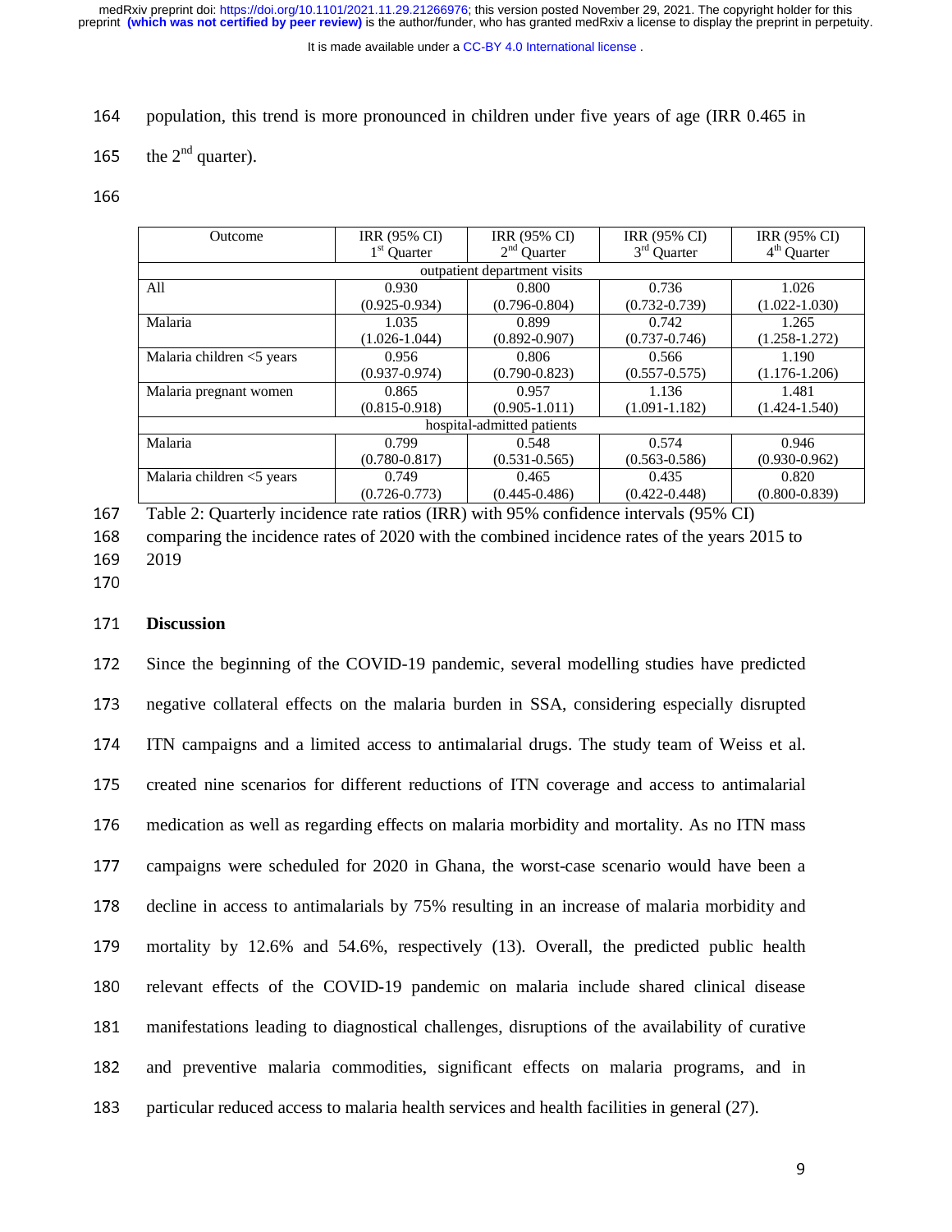population, this trend is more pronounced in children under five years of age (IRR 0.465 in the 2nd quarter).

| Outcome | IRR (95% CI) 1st Quarter | IRR (95% CI) 2nd Quarter | IRR (95% CI) 3rd Quarter | IRR (95% CI) 4th Quarter |
|---|---|---|---|---|
| outpatient department visits | | | | |
| All | 0.930 (0.925-0.934) | 0.800 (0.796-0.804) | 0.736 (0.732-0.739) | 1.026 (1.022-1.030) |
| Malaria | 1.035 (1.026-1.044) | 0.899 (0.892-0.907) | 0.742 (0.737-0.746) | 1.265 (1.258-1.272) |
| Malaria children <5 years | 0.956 (0.937-0.974) | 0.806 (0.790-0.823) | 0.566 (0.557-0.575) | 1.190 (1.176-1.206) |
| Malaria pregnant women | 0.865 (0.815-0.918) | 0.957 (0.905-1.011) | 1.136 (1.091-1.182) | 1.481 (1.424-1.540) |
| hospital-admitted patients | | | | |
| Malaria | 0.799 (0.780-0.817) | 0.548 (0.531-0.565) | 0.574 (0.563-0.586) | 0.946 (0.930-0.962) |
| Malaria children <5 years | 0.749 (0.726-0.773) | 0.465 (0.445-0.486) | 0.435 (0.422-0.448) | 0.820 (0.800-0.839) |

Table 2: Quarterly incidence rate ratios (IRR) with 95% confidence intervals (95% CI) comparing the incidence rates of 2020 with the combined incidence rates of the years 2015 to 2019

## Discussion

Since the beginning of the COVID-19 pandemic, several modelling studies have predicted negative collateral effects on the malaria burden in SSA, considering especially disrupted ITN campaigns and a limited access to antimalarial drugs. The study team of Weiss et al. created nine scenarios for different reductions of ITN coverage and access to antimalarial medication as well as regarding effects on malaria morbidity and mortality. As no ITN mass campaigns were scheduled for 2020 in Ghana, the worst-case scenario would have been a decline in access to antimalarials by 75% resulting in an increase of malaria morbidity and mortality by 12.6% and 54.6%, respectively (13). Overall, the predicted public health relevant effects of the COVID-19 pandemic on malaria include shared clinical disease manifestations leading to diagnostical challenges, disruptions of the availability of curative and preventive malaria commodities, significant effects on malaria programs, and in particular reduced access to malaria health services and health facilities in general (27).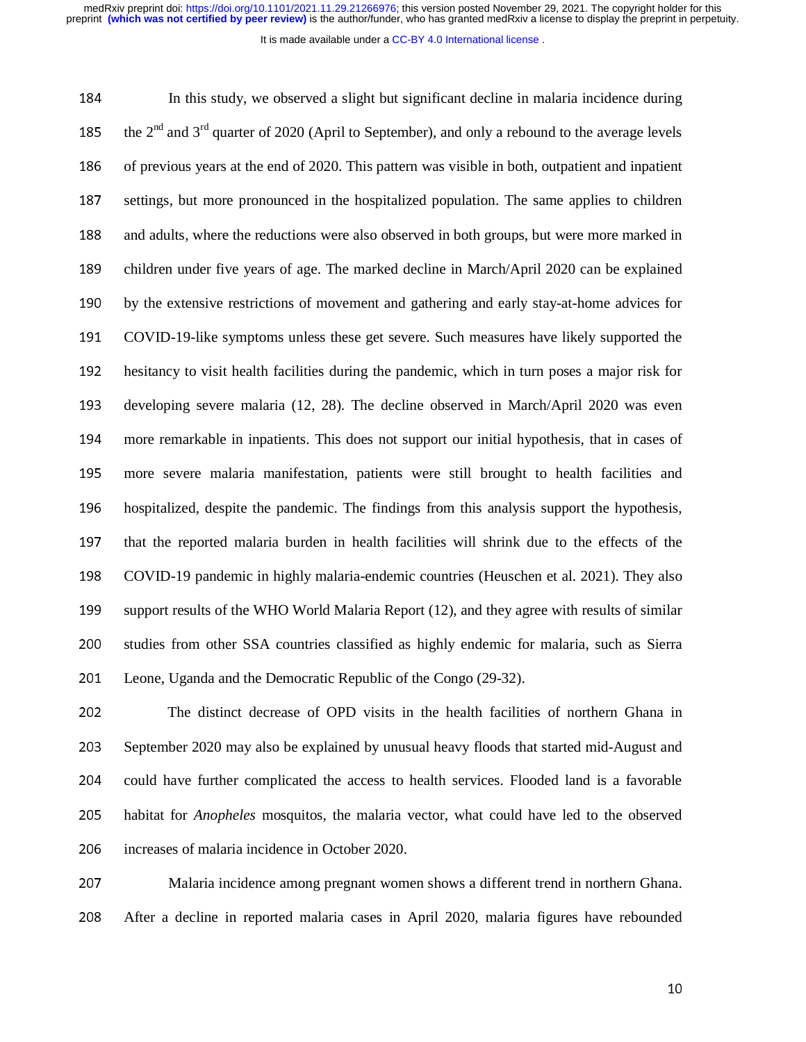In this study, we observed a slight but significant decline in malaria incidence during the 2nd and 3rd quarter of 2020 (April to September), and only a rebound to the average levels of previous years at the end of 2020. This pattern was visible in both, outpatient and inpatient settings, but more pronounced in the hospitalized population. The same applies to children and adults, where the reductions were also observed in both groups, but were more marked in children under five years of age. The marked decline in March/April 2020 can be explained by the extensive restrictions of movement and gathering and early stay-at-home advices for COVID-19-like symptoms unless these get severe. Such measures have likely supported the hesitancy to visit health facilities during the pandemic, which in turn poses a major risk for developing severe malaria (12, 28). The decline observed in March/April 2020 was even more remarkable in inpatients. This does not support our initial hypothesis, that in cases of more severe malaria manifestation, patients were still brought to health facilities and hospitalized, despite the pandemic. The findings from this analysis support the hypothesis, that the reported malaria burden in health facilities will shrink due to the effects of the COVID-19 pandemic in highly malaria-endemic countries (Heuschen et al. 2021). They also support results of the WHO World Malaria Report (12), and they agree with results of similar studies from other SSA countries classified as highly endemic for malaria, such as Sierra Leone, Uganda and the Democratic Republic of the Congo (29-32).

The distinct decrease of OPD visits in the health facilities of northern Ghana in September 2020 may also be explained by unusual heavy floods that started mid-August and could have further complicated the access to health services. Flooded land is a favorable habitat for *Anopheles* mosquitos, the malaria vector, what could have led to the observed increases of malaria incidence in October 2020.

Malaria incidence among pregnant women shows a different trend in northern Ghana. After a decline in reported malaria cases in April 2020, malaria figures have rebounded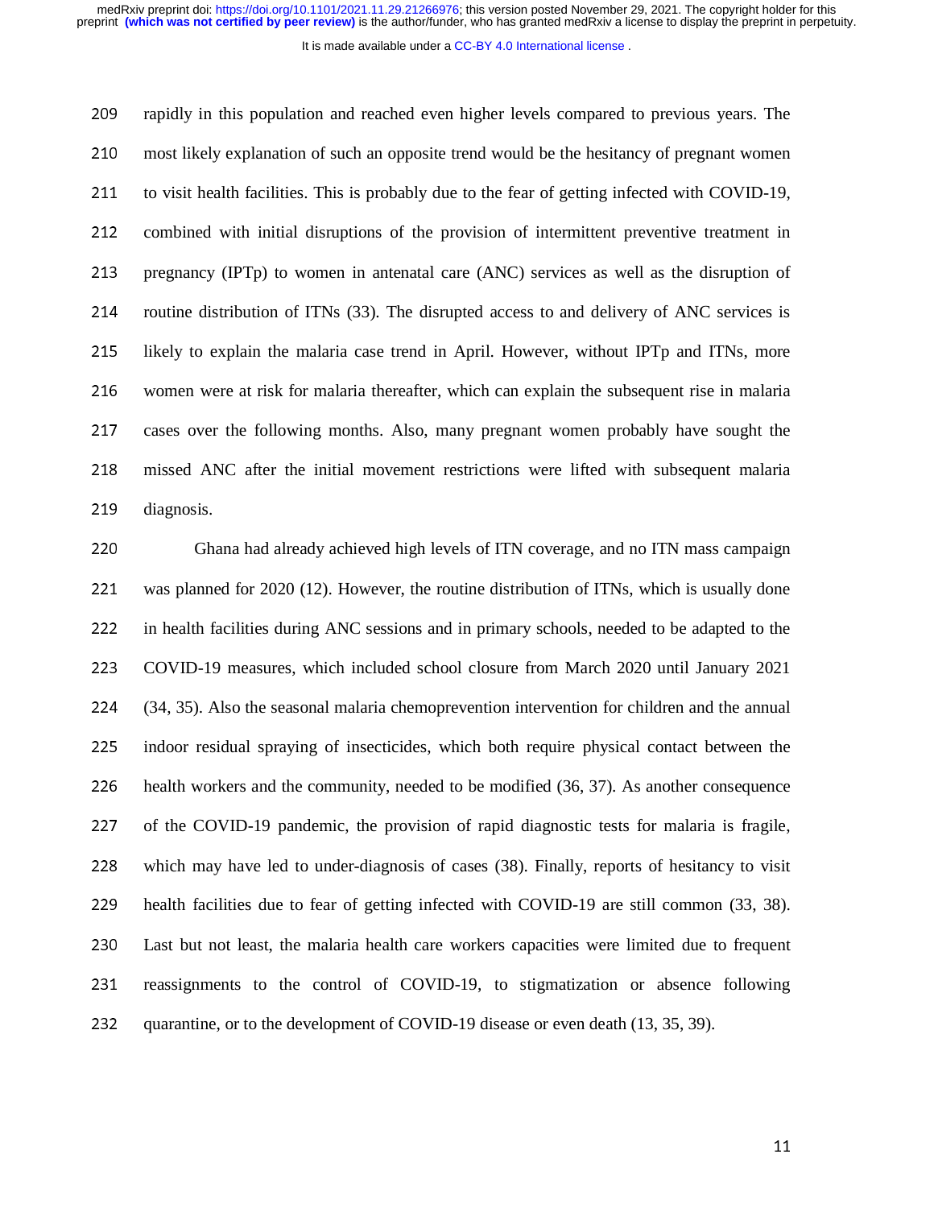rapidly in this population and reached even higher levels compared to previous years. The most likely explanation of such an opposite trend would be the hesitancy of pregnant women to visit health facilities. This is probably due to the fear of getting infected with COVID-19, combined with initial disruptions of the provision of intermittent preventive treatment in pregnancy (IPTp) to women in antenatal care (ANC) services as well as the disruption of routine distribution of ITNs (33). The disrupted access to and delivery of ANC services is likely to explain the malaria case trend in April. However, without IPTp and ITNs, more women were at risk for malaria thereafter, which can explain the subsequent rise in malaria cases over the following months. Also, many pregnant women probably have sought the missed ANC after the initial movement restrictions were lifted with subsequent malaria diagnosis.

Ghana had already achieved high levels of ITN coverage, and no ITN mass campaign was planned for 2020 (12). However, the routine distribution of ITNs, which is usually done in health facilities during ANC sessions and in primary schools, needed to be adapted to the COVID-19 measures, which included school closure from March 2020 until January 2021 (34, 35). Also the seasonal malaria chemoprevention intervention for children and the annual indoor residual spraying of insecticides, which both require physical contact between the health workers and the community, needed to be modified (36, 37). As another consequence of the COVID-19 pandemic, the provision of rapid diagnostic tests for malaria is fragile, which may have led to under-diagnosis of cases (38). Finally, reports of hesitancy to visit health facilities due to fear of getting infected with COVID-19 are still common (33, 38). Last but not least, the malaria health care workers capacities were limited due to frequent reassignments to the control of COVID-19, to stigmatization or absence following quarantine, or to the development of COVID-19 disease or even death (13, 35, 39).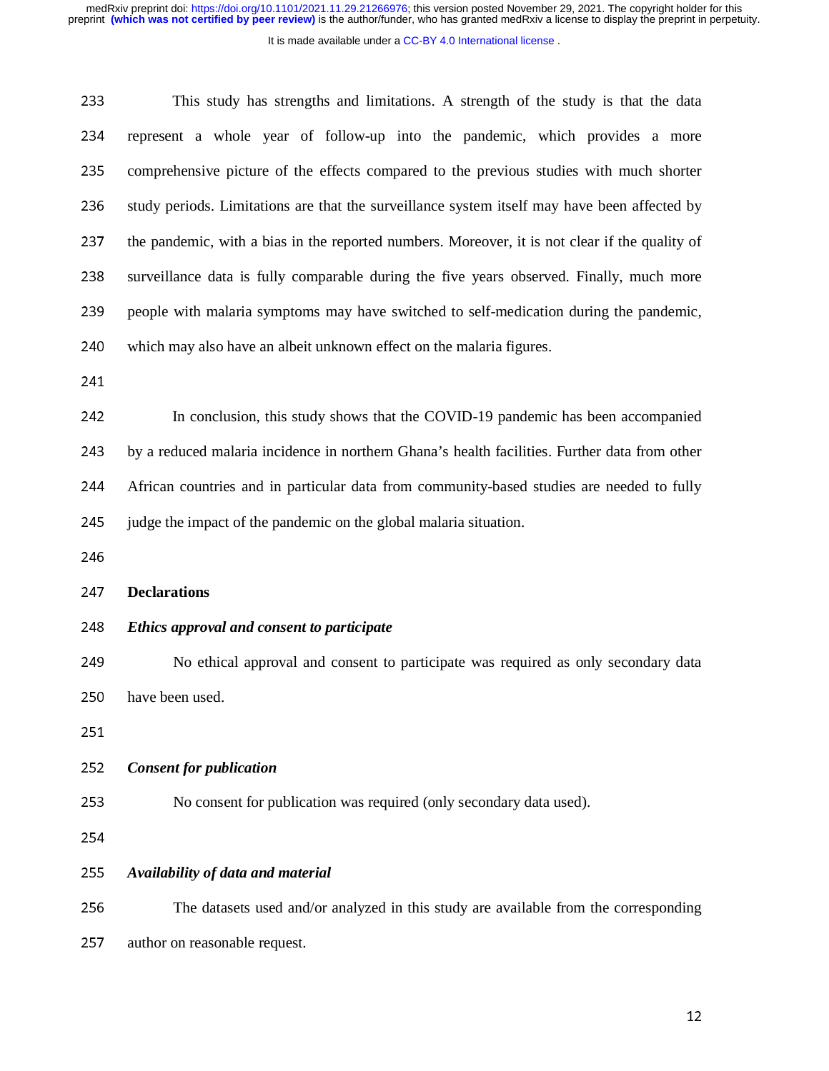This study has strengths and limitations. A strength of the study is that the data represent a whole year of follow-up into the pandemic, which provides a more comprehensive picture of the effects compared to the previous studies with much shorter study periods. Limitations are that the surveillance system itself may have been affected by the pandemic, with a bias in the reported numbers. Moreover, it is not clear if the quality of surveillance data is fully comparable during the five years observed. Finally, much more people with malaria symptoms may have switched to self-medication during the pandemic, which may also have an albeit unknown effect on the malaria figures.

In conclusion, this study shows that the COVID-19 pandemic has been accompanied by a reduced malaria incidence in northern Ghana's health facilities. Further data from other African countries and in particular data from community-based studies are needed to fully judge the impact of the pandemic on the global malaria situation.

## Declarations

### *Ethics approval and consent to participate*

No ethical approval and consent to participate was required as only secondary data have been used.

### *Consent for publication*

No consent for publication was required (only secondary data used).

### *Availability of data and material*

The datasets used and/or analyzed in this study are available from the corresponding author on reasonable request.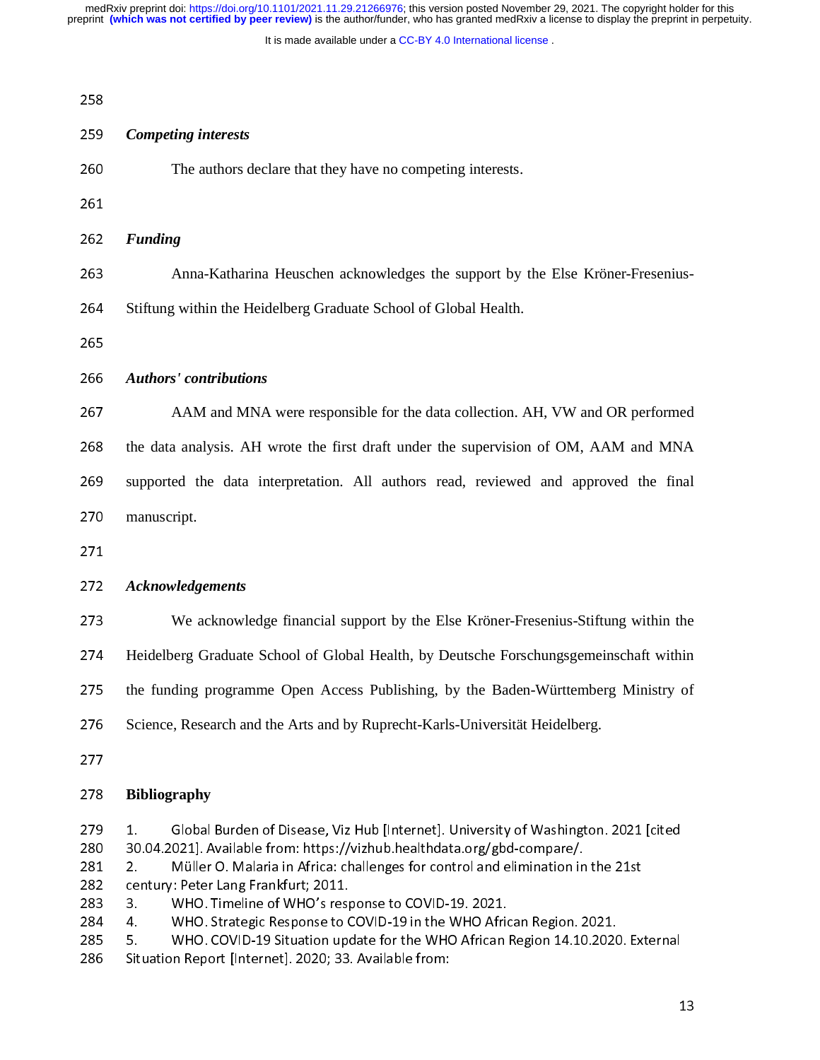### *Competing interests*

The authors declare that they have no competing interests.

### *Funding*

Anna-Katharina Heuschen acknowledges the support by the Else Kröner-Fresenius-Stiftung within the Heidelberg Graduate School of Global Health.

### *Authors' contributions*

AAM and MNA were responsible for the data collection. AH, VW and OR performed the data analysis. AH wrote the first draft under the supervision of OM, AAM and MNA supported the data interpretation. All authors read, reviewed and approved the final manuscript.

### *Acknowledgements*

We acknowledge financial support by the Else Kröner-Fresenius-Stiftung within the Heidelberg Graduate School of Global Health, by Deutsche Forschungsgemeinschaft within the funding programme Open Access Publishing, by the Baden-Württemberg Ministry of Science, Research and the Arts and by Ruprecht-Karls-Universität Heidelberg.

## Bibliography

1. Global Burden of Disease, Viz Hub [Internet]. University of Washington. 2021 [cited 30.04.2021]. Available from: https://vizhub.healthdata.org/gbd-compare/.
2. Müller O. Malaria in Africa: challenges for control and elimination in the 21st century: Peter Lang Frankfurt; 2011.
3. WHO. Timeline of WHO's response to COVID-19. 2021.
4. WHO. Strategic Response to COVID-19 in the WHO African Region. 2021.
5. WHO. COVID-19 Situation update for the WHO African Region 14.10.2020. External Situation Report [Internet]. 2020; 33. Available from: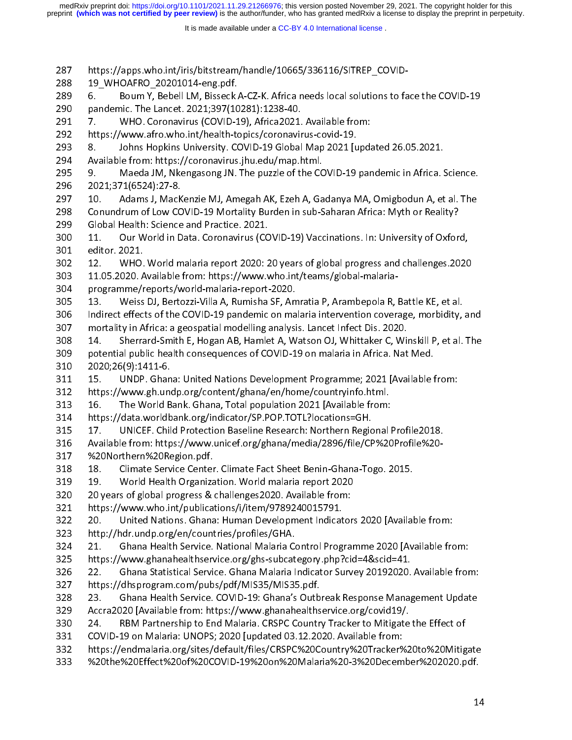https://apps.who.int/iris/bitstream/handle/10665/336116/SITREP_COVID-19_WHOAFRO_20201014-eng.pdf.

6. Boum Y, Bebell LM, Bisseck A-CZ-K. Africa needs local solutions to face the COVID-19 pandemic. The Lancet. 2021;397(10281):1238-40.
7. WHO. Coronavirus (COVID-19), Africa2021. Available from: https://www.afro.who.int/health-topics/coronavirus-covid-19.
8. Johns Hopkins University. COVID-19 Global Map 2021 [updated 26.05.2021. Available from: https://coronavirus.jhu.edu/map.html.
9. Maeda JM, Nkengasong JN. The puzzle of the COVID-19 pandemic in Africa. Science. 2021;371(6524):27-8.
10. Adams J, MacKenzie MJ, Amegah AK, Ezeh A, Gadanya MA, Omigbodun A, et al. The Conundrum of Low COVID-19 Mortality Burden in sub-Saharan Africa: Myth or Reality? Global Health: Science and Practice. 2021.
11. Our World in Data. Coronavirus (COVID-19) Vaccinations. In: University of Oxford, editor. 2021.
12. WHO. World malaria report 2020: 20 years of global progress and challenges.2020 11.05.2020. Available from: https://www.who.int/teams/global-malaria-programme/reports/world-malaria-report-2020.
13. Weiss DJ, Bertozzi-Villa A, Rumisha SF, Amratia P, Arambepola R, Battle KE, et al. Indirect effects of the COVID-19 pandemic on malaria intervention coverage, morbidity, and mortality in Africa: a geospatial modelling analysis. Lancet Infect Dis. 2020.
14. Sherrard-Smith E, Hogan AB, Hamlet A, Watson OJ, Whittaker C, Winskill P, et al. The potential public health consequences of COVID-19 on malaria in Africa. Nat Med. 2020;26(9):1411-6.
15. UNDP. Ghana: United Nations Development Programme; 2021 [Available from: https://www.gh.undp.org/content/ghana/en/home/countryinfo.html.
16. The World Bank. Ghana, Total population 2021 [Available from: https://data.worldbank.org/indicator/SP.POP.TOTL?locations=GH.
17. UNICEF. Child Protection Baseline Research: Northern Regional Profile2018. Available from: https://www.unicef.org/ghana/media/2896/file/CP%20Profile%20-%20Northern%20Region.pdf.
18. Climate Service Center. Climate Fact Sheet Benin-Ghana-Togo. 2015.
19. World Health Organization. World malaria report 2020 20 years of global progress & challenges2020. Available from: https://www.who.int/publications/i/item/9789240015791.
20. United Nations. Ghana: Human Development Indicators 2020 [Available from: http://hdr.undp.org/en/countries/profiles/GHA.
21. Ghana Health Service. National Malaria Control Programme 2020 [Available from: https://www.ghanahealthservice.org/ghs-subcategory.php?cid=4&scid=41.
22. Ghana Statistical Service. Ghana Malaria Indicator Survey 20192020. Available from: https://dhsprogram.com/pubs/pdf/MIS35/MIS35.pdf.
23. Ghana Health Service. COVID-19: Ghana's Outbreak Response Management Update Accra2020 [Available from: https://www.ghanahealthservice.org/covid19/.
24. RBM Partnership to End Malaria. CRSPC Country Tracker to Mitigate the Effect of COVID-19 on Malaria: UNOPS; 2020 [updated 03.12.2020. Available from: https://endmalaria.org/sites/default/files/CRSPC%20Country%20Tracker%20to%20Mitigate%20the%20Effect%20of%20COVID-19%20on%20Malaria%20-3%20December%202020.pdf.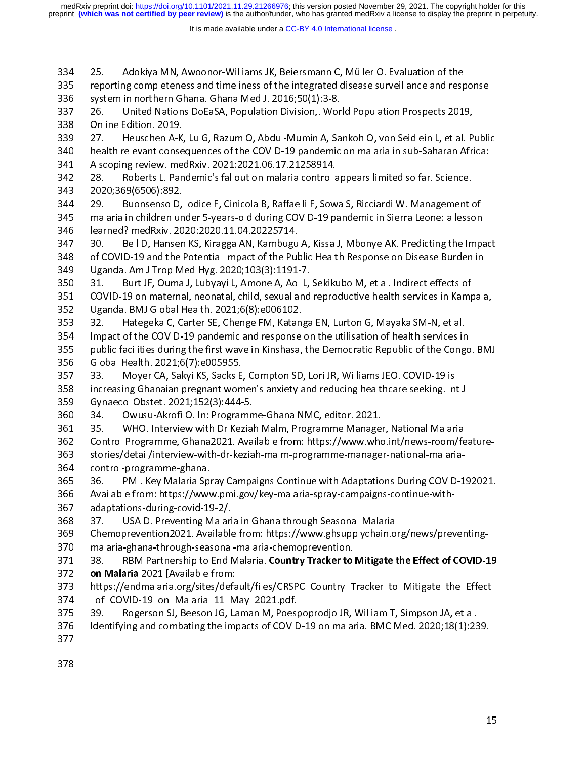25. Adokiya MN, Awoonor-Williams JK, Beiersmann C, Müller O. Evaluation of the reporting completeness and timeliness of the integrated disease surveillance and response system in northern Ghana. Ghana Med J. 2016;50(1):3-8.

26. United Nations DoEaSA, Population Division,. World Population Prospects 2019, Online Edition. 2019.

27. Heuschen A-K, Lu G, Razum O, Abdul-Mumin A, Sankoh O, von Seidlein L, et al. Public health relevant consequences of the COVID-19 pandemic on malaria in sub-Saharan Africa: A scoping review. medRxiv. 2021:2021.06.17.21258914.

28. Roberts L. Pandemic's fallout on malaria control appears limited so far. Science. 2020;369(6506):892.

29. Buonsenso D, Iodice F, Cinicola B, Raffaelli F, Sowa S, Ricciardi W. Management of malaria in children under 5-years-old during COVID-19 pandemic in Sierra Leone: a lesson learned? medRxiv. 2020:2020.11.04.20225714.

30. Bell D, Hansen KS, Kiragga AN, Kambugu A, Kissa J, Mbonye AK. Predicting the Impact of COVID-19 and the Potential Impact of the Public Health Response on Disease Burden in Uganda. Am J Trop Med Hyg. 2020;103(3):1191-7.

31. Burt JF, Ouma J, Lubyayi L, Amone A, Aol L, Sekikubo M, et al. Indirect effects of COVID-19 on maternal, neonatal, child, sexual and reproductive health services in Kampala, Uganda. BMJ Global Health. 2021;6(8):e006102.

32. Hategeka C, Carter SE, Chenge FM, Katanga EN, Lurton G, Mayaka SM-N, et al. Impact of the COVID-19 pandemic and response on the utilisation of health services in public facilities during the first wave in Kinshasa, the Democratic Republic of the Congo. BMJ Global Health. 2021;6(7):e005955.

33. Moyer CA, Sakyi KS, Sacks E, Compton SD, Lori JR, Williams JEO. COVID-19 is increasing Ghanaian pregnant women's anxiety and reducing healthcare seeking. Int J Gynaecol Obstet. 2021;152(3):444-5.

34. Owusu-Akrofi O. In: Programme-Ghana NMC, editor. 2021.

35. WHO. Interview with Dr Keziah Malm, Programme Manager, National Malaria Control Programme, Ghana2021. Available from: https://www.who.int/news-room/feature-stories/detail/interview-with-dr-keziah-malm-programme-manager-national-malaria-control-programme-ghana.

36. PMI. Key Malaria Spray Campaigns Continue with Adaptations During COVID-192021. Available from: https://www.pmi.gov/key-malaria-spray-campaigns-continue-with-adaptations-during-covid-19-2/.

37. USAID. Preventing Malaria in Ghana through Seasonal Malaria Chemoprevention2021. Available from: https://www.ghsupplychain.org/news/preventing-malaria-ghana-through-seasonal-malaria-chemoprevention.

38. RBM Partnership to End Malaria. **Country Tracker to Mitigate the Effect of COVID-19 on Malaria** 2021 [Available from: https://endmalaria.org/sites/default/files/CRSPC_Country_Tracker_to_Mitigate_the_Effect_of_COVID-19_on_Malaria_11_May_2021.pdf.

39. Rogerson SJ, Beeson JG, Laman M, Poespoprodjo JR, William T, Simpson JA, et al. Identifying and combating the impacts of COVID-19 on malaria. BMC Med. 2020;18(1):239.